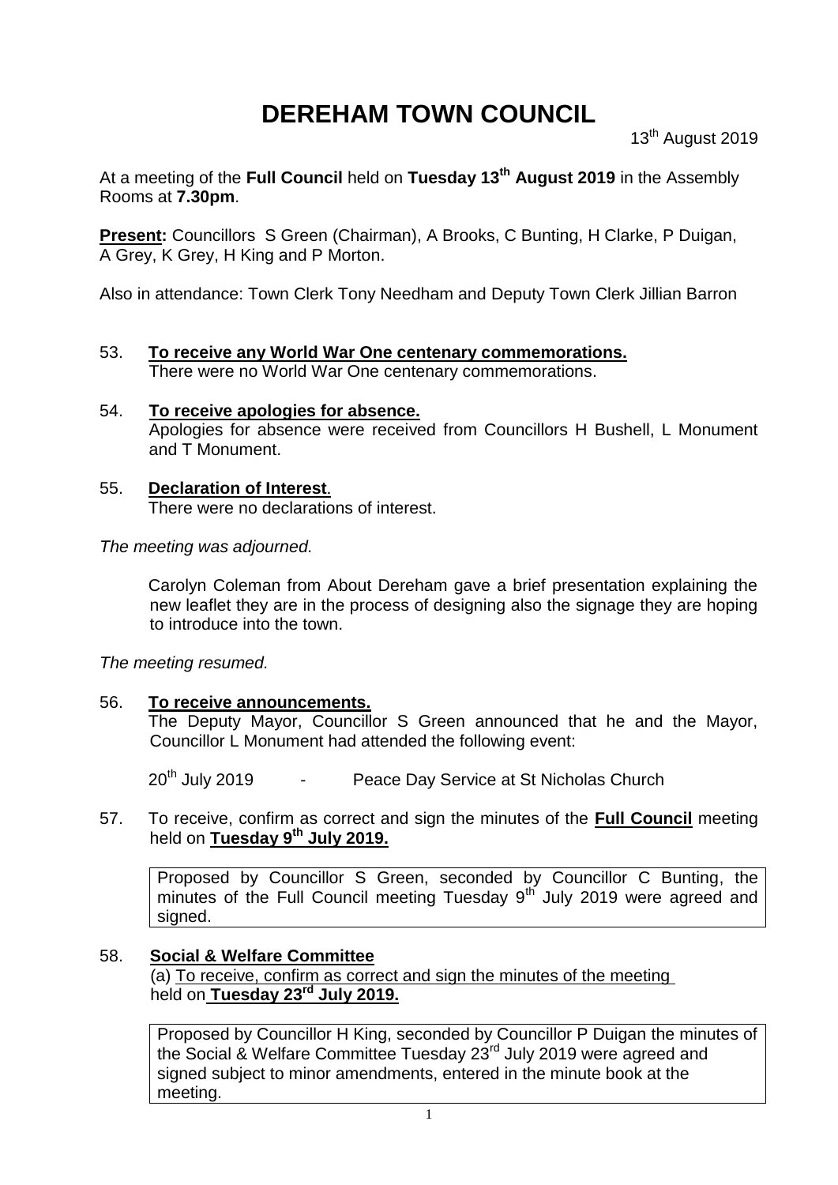# DEREHAM TOWN COUNCIL

13th August 2019

At a meeting of the **Full Council** held on **Tuesday 13th August 2019** in the Assembly Rooms at **7.30pm**.

**Present:** Councillors S Green (Chairman), A Brooks, C Bunting, H Clarke, P Duigan, A Grey, K Grey, H King and P Morton.

Also in attendance: Town Clerk Tony Needham and Deputy Town Clerk Jillian Barron

53. **To receive any World War One centenary commemorations.**
    There were no World War One centenary commemorations.

54. **To receive apologies for absence.**
    Apologies for absence were received from Councillors H Bushell, L Monument and T Monument.

55. **Declaration of Interest**.
    There were no declarations of interest.

*The meeting was adjourned.*

Carolyn Coleman from About Dereham gave a brief presentation explaining the new leaflet they are in the process of designing also the signage they are hoping to introduce into the town.

*The meeting resumed.*

56. **To receive announcements.**
    The Deputy Mayor, Councillor S Green announced that he and the Mayor, Councillor L Monument had attended the following event:

    20th July 2019 - Peace Day Service at St Nicholas Church

57. To receive, confirm as correct and sign the minutes of the **Full Council** meeting held on **Tuesday 9th July 2019.**

    Proposed by Councillor S Green, seconded by Councillor C Bunting, the minutes of the Full Council meeting Tuesday 9th July 2019 were agreed and signed.

58. **Social & Welfare Committee**
    (a) To receive, confirm as correct and sign the minutes of the meeting held on **Tuesday 23rd July 2019.**

    Proposed by Councillor H King, seconded by Councillor P Duigan the minutes of the Social & Welfare Committee Tuesday 23rd July 2019 were agreed and signed subject to minor amendments, entered in the minute book at the meeting.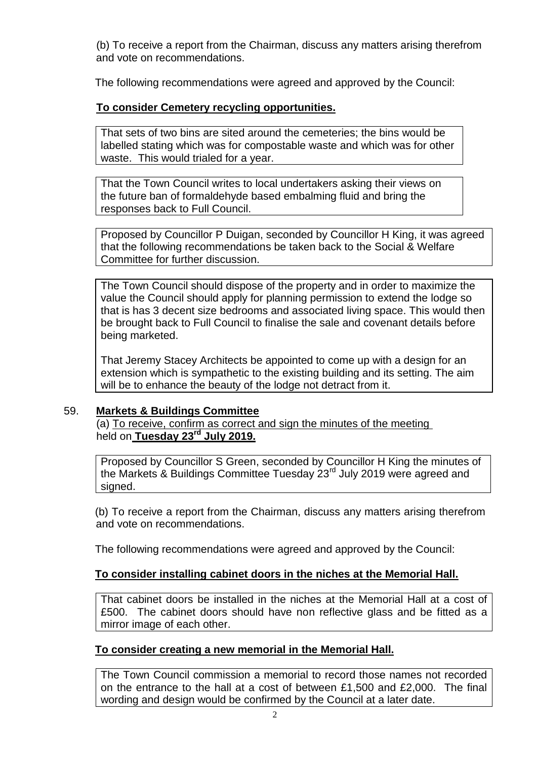(b) To receive a report from the Chairman, discuss any matters arising therefrom and vote on recommendations.

The following recommendations were agreed and approved by the Council:

**To consider Cemetery recycling opportunities.**

That sets of two bins are sited around the cemeteries; the bins would be labelled stating which was for compostable waste and which was for other waste. This would trialed for a year.

That the Town Council writes to local undertakers asking their views on the future ban of formaldehyde based embalming fluid and bring the responses back to Full Council.

Proposed by Councillor P Duigan, seconded by Councillor H King, it was agreed that the following recommendations be taken back to the Social & Welfare Committee for further discussion.

The Town Council should dispose of the property and in order to maximize the value the Council should apply for planning permission to extend the lodge so that is has 3 decent size bedrooms and associated living space. This would then be brought back to Full Council to finalise the sale and covenant details before being marketed.

That Jeremy Stacey Architects be appointed to come up with a design for an extension which is sympathetic to the existing building and its setting. The aim will be to enhance the beauty of the lodge not detract from it.

59. **Markets & Buildings Committee**

(a) To receive, confirm as correct and sign the minutes of the meeting held on **Tuesday 23rd July 2019.**

Proposed by Councillor S Green, seconded by Councillor H King the minutes of the Markets & Buildings Committee Tuesday 23rd July 2019 were agreed and signed.

(b) To receive a report from the Chairman, discuss any matters arising therefrom and vote on recommendations.

The following recommendations were agreed and approved by the Council:

**To consider installing cabinet doors in the niches at the Memorial Hall.**

That cabinet doors be installed in the niches at the Memorial Hall at a cost of £500. The cabinet doors should have non reflective glass and be fitted as a mirror image of each other.

**To consider creating a new memorial in the Memorial Hall.**

The Town Council commission a memorial to record those names not recorded on the entrance to the hall at a cost of between £1,500 and £2,000. The final wording and design would be confirmed by the Council at a later date.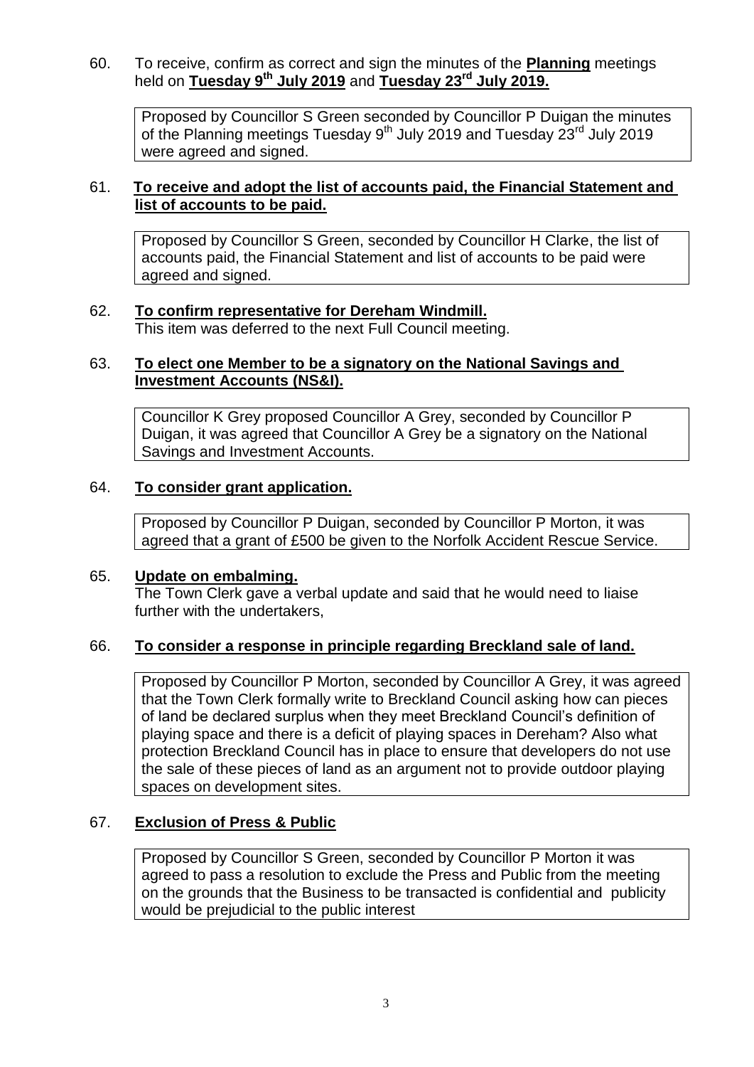60. To receive, confirm as correct and sign the minutes of the **Planning** meetings held on **Tuesday 9th July 2019** and **Tuesday 23rd July 2019.**

    Proposed by Councillor S Green seconded by Councillor P Duigan the minutes of the Planning meetings Tuesday 9th July 2019 and Tuesday 23rd July 2019 were agreed and signed.

61. **To receive and adopt the list of accounts paid, the Financial Statement and list of accounts to be paid.**

    Proposed by Councillor S Green, seconded by Councillor H Clarke, the list of accounts paid, the Financial Statement and list of accounts to be paid were agreed and signed.

62. **To confirm representative for Dereham Windmill.**
    This item was deferred to the next Full Council meeting.

63. **To elect one Member to be a signatory on the National Savings and Investment Accounts (NS&I).**

    Councillor K Grey proposed Councillor A Grey, seconded by Councillor P Duigan, it was agreed that Councillor A Grey be a signatory on the National Savings and Investment Accounts.

64. **To consider grant application.**

    Proposed by Councillor P Duigan, seconded by Councillor P Morton, it was agreed that a grant of £500 be given to the Norfolk Accident Rescue Service.

65. **Update on embalming.**
    The Town Clerk gave a verbal update and said that he would need to liaise further with the undertakers,

66. **To consider a response in principle regarding Breckland sale of land.**

    Proposed by Councillor P Morton, seconded by Councillor A Grey, it was agreed that the Town Clerk formally write to Breckland Council asking how can pieces of land be declared surplus when they meet Breckland Council's definition of playing space and there is a deficit of playing spaces in Dereham? Also what protection Breckland Council has in place to ensure that developers do not use the sale of these pieces of land as an argument not to provide outdoor playing spaces on development sites.

67. **Exclusion of Press & Public**

    Proposed by Councillor S Green, seconded by Councillor P Morton it was agreed to pass a resolution to exclude the Press and Public from the meeting on the grounds that the Business to be transacted is confidential and publicity would be prejudicial to the public interest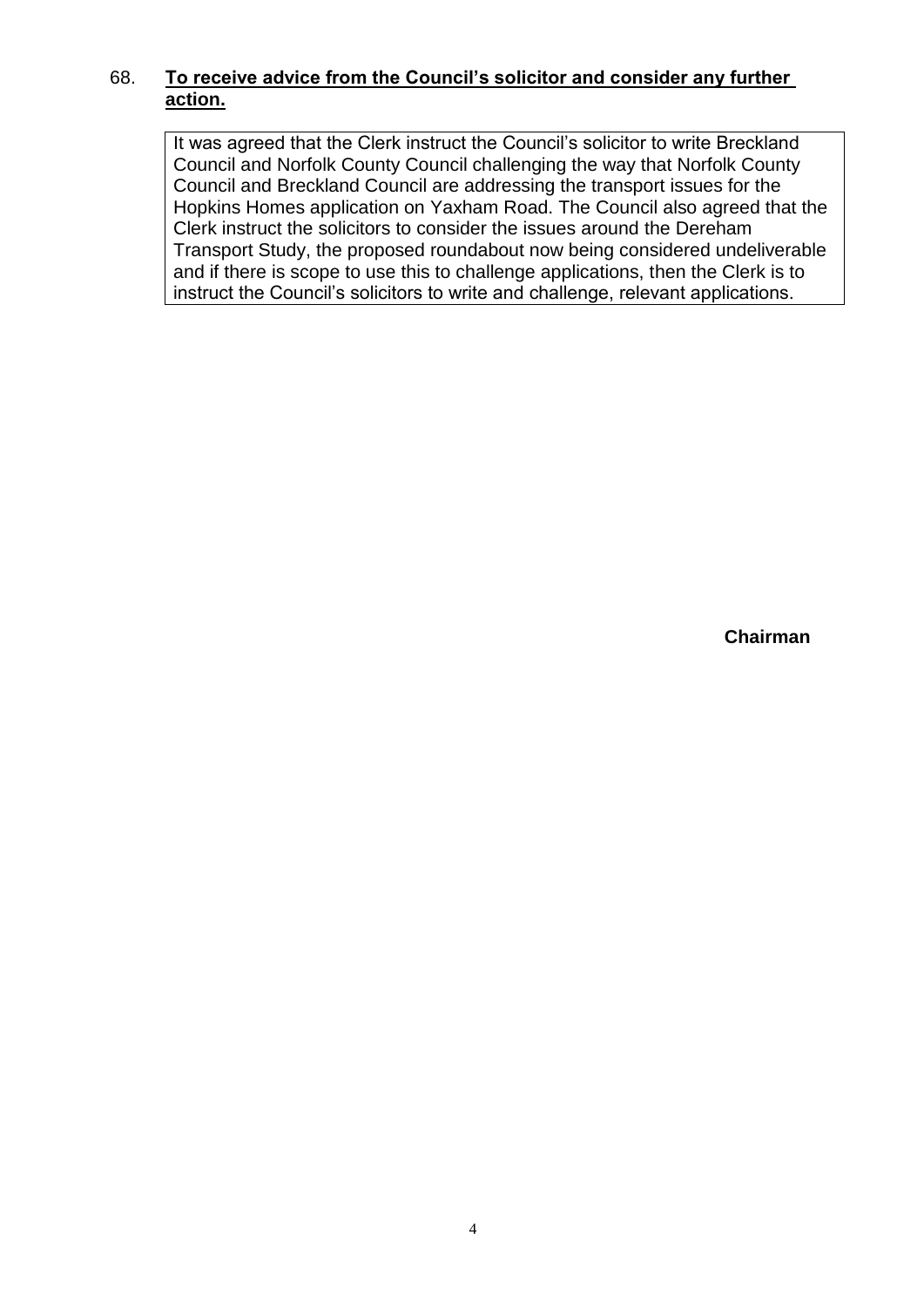68. **To receive advice from the Council's solicitor and consider any further action.**

It was agreed that the Clerk instruct the Council's solicitor to write Breckland Council and Norfolk County Council challenging the way that Norfolk County Council and Breckland Council are addressing the transport issues for the Hopkins Homes application on Yaxham Road. The Council also agreed that the Clerk instruct the solicitors to consider the issues around the Dereham Transport Study, the proposed roundabout now being considered undeliverable and if there is scope to use this to challenge applications, then the Clerk is to instruct the Council's solicitors to write and challenge, relevant applications.

**Chairman**